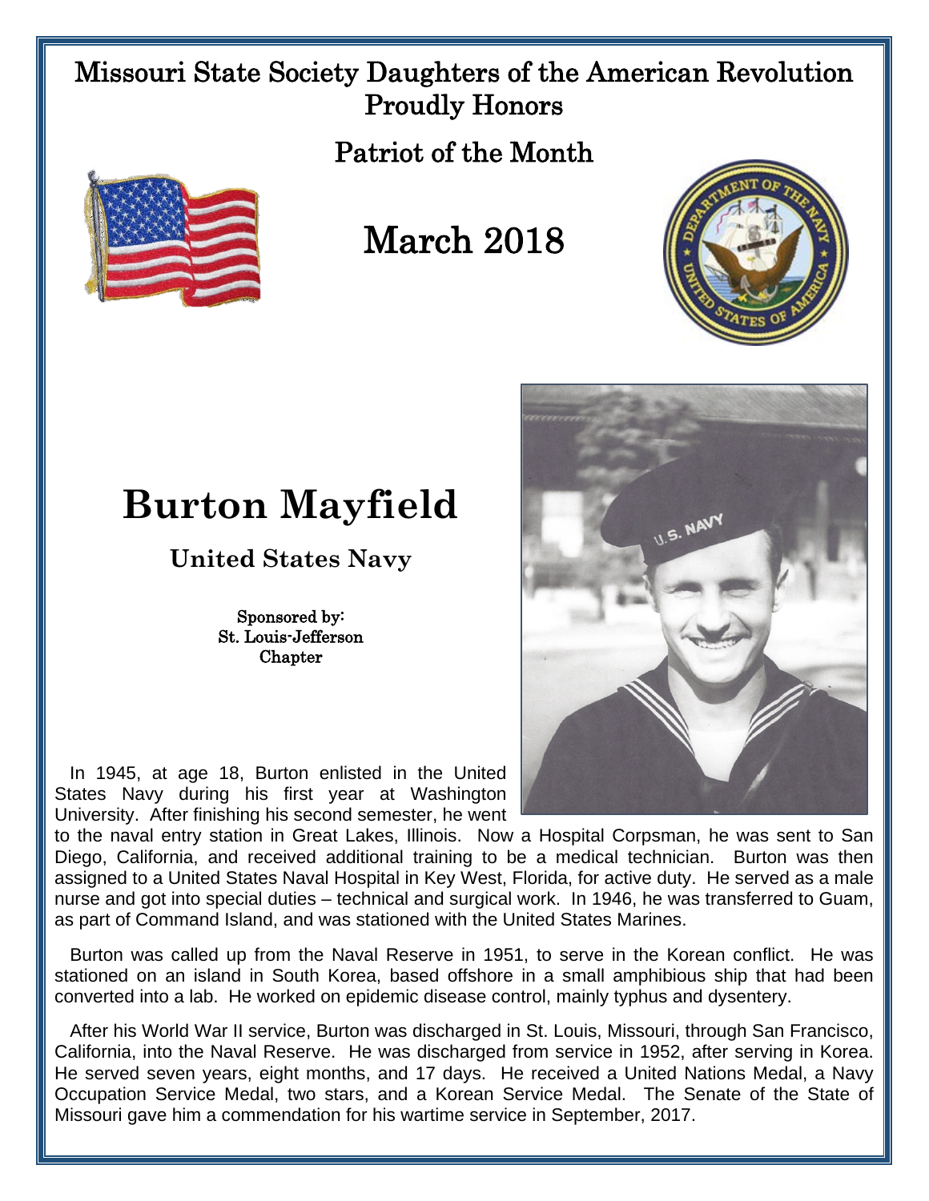# Missouri State Society Daughters of the American Revolution Proudly Honors

## Patriot of the Month

## March 2018

# Burton Mayfield

### United States Navy

Sponsored by:
St. Louis-Jefferson
Chapter

In 1945, at age 18, Burton enlisted in the United States Navy during his first year at Washington University. After finishing his second semester, he went to the naval entry station in Great Lakes, Illinois. Now a Hospital Corpsman, he was sent to San Diego, California, and received additional training to be a medical technician. Burton was then assigned to a United States Naval Hospital in Key West, Florida, for active duty. He served as a male nurse and got into special duties – technical and surgical work. In 1946, he was transferred to Guam, as part of Command Island, and was stationed with the United States Marines.

Burton was called up from the Naval Reserve in 1951, to serve in the Korean conflict. He was stationed on an island in South Korea, based offshore in a small amphibious ship that had been converted into a lab. He worked on epidemic disease control, mainly typhus and dysentery.

After his World War II service, Burton was discharged in St. Louis, Missouri, through San Francisco, California, into the Naval Reserve. He was discharged from service in 1952, after serving in Korea. He served seven years, eight months, and 17 days. He received a United Nations Medal, a Navy Occupation Service Medal, two stars, and a Korean Service Medal. The Senate of the State of Missouri gave him a commendation for his wartime service in September, 2017.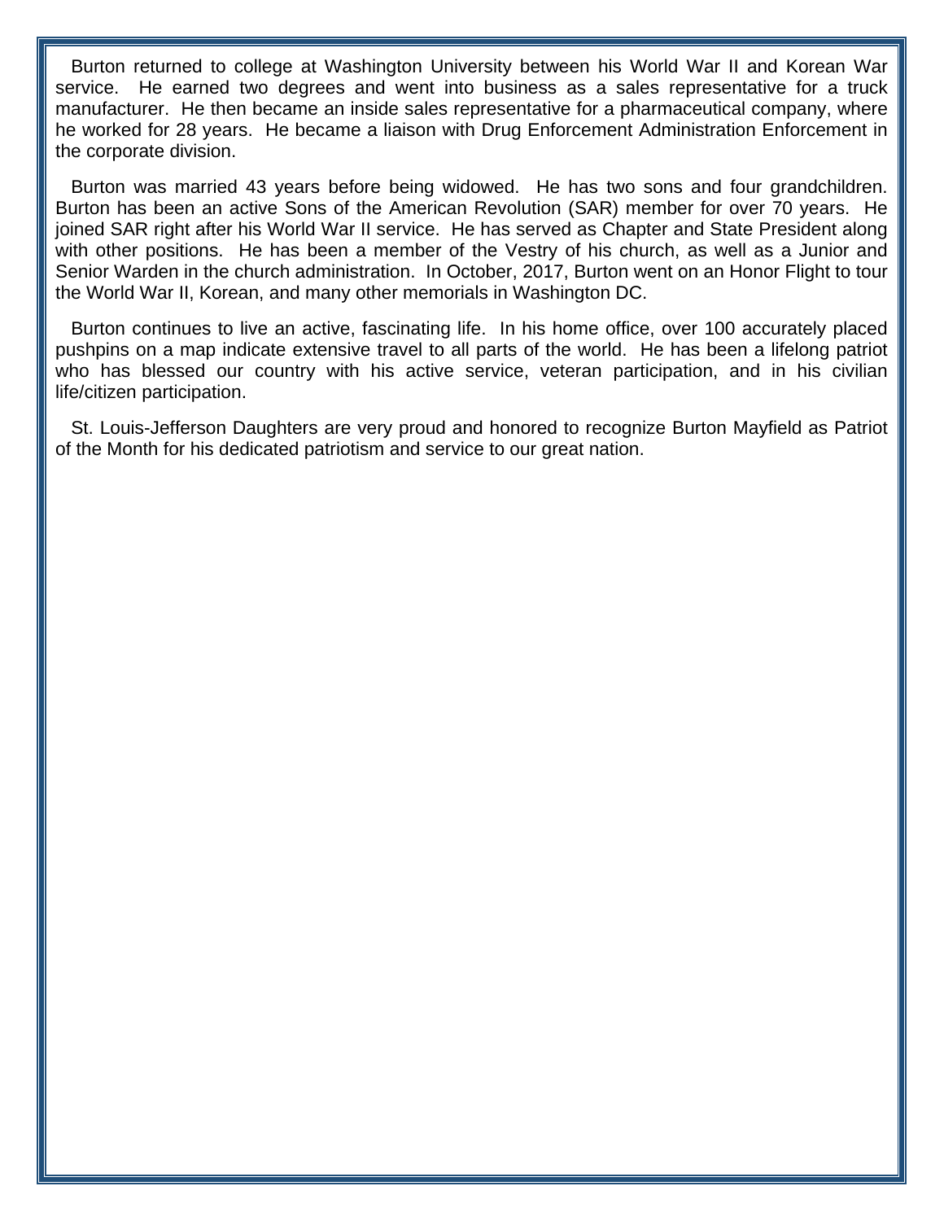Burton returned to college at Washington University between his World War II and Korean War service. He earned two degrees and went into business as a sales representative for a truck manufacturer. He then became an inside sales representative for a pharmaceutical company, where he worked for 28 years. He became a liaison with Drug Enforcement Administration Enforcement in the corporate division.

Burton was married 43 years before being widowed. He has two sons and four grandchildren. Burton has been an active Sons of the American Revolution (SAR) member for over 70 years. He joined SAR right after his World War II service. He has served as Chapter and State President along with other positions. He has been a member of the Vestry of his church, as well as a Junior and Senior Warden in the church administration. In October, 2017, Burton went on an Honor Flight to tour the World War II, Korean, and many other memorials in Washington DC.

Burton continues to live an active, fascinating life. In his home office, over 100 accurately placed pushpins on a map indicate extensive travel to all parts of the world. He has been a lifelong patriot who has blessed our country with his active service, veteran participation, and in his civilian life/citizen participation.

St. Louis-Jefferson Daughters are very proud and honored to recognize Burton Mayfield as Patriot of the Month for his dedicated patriotism and service to our great nation.